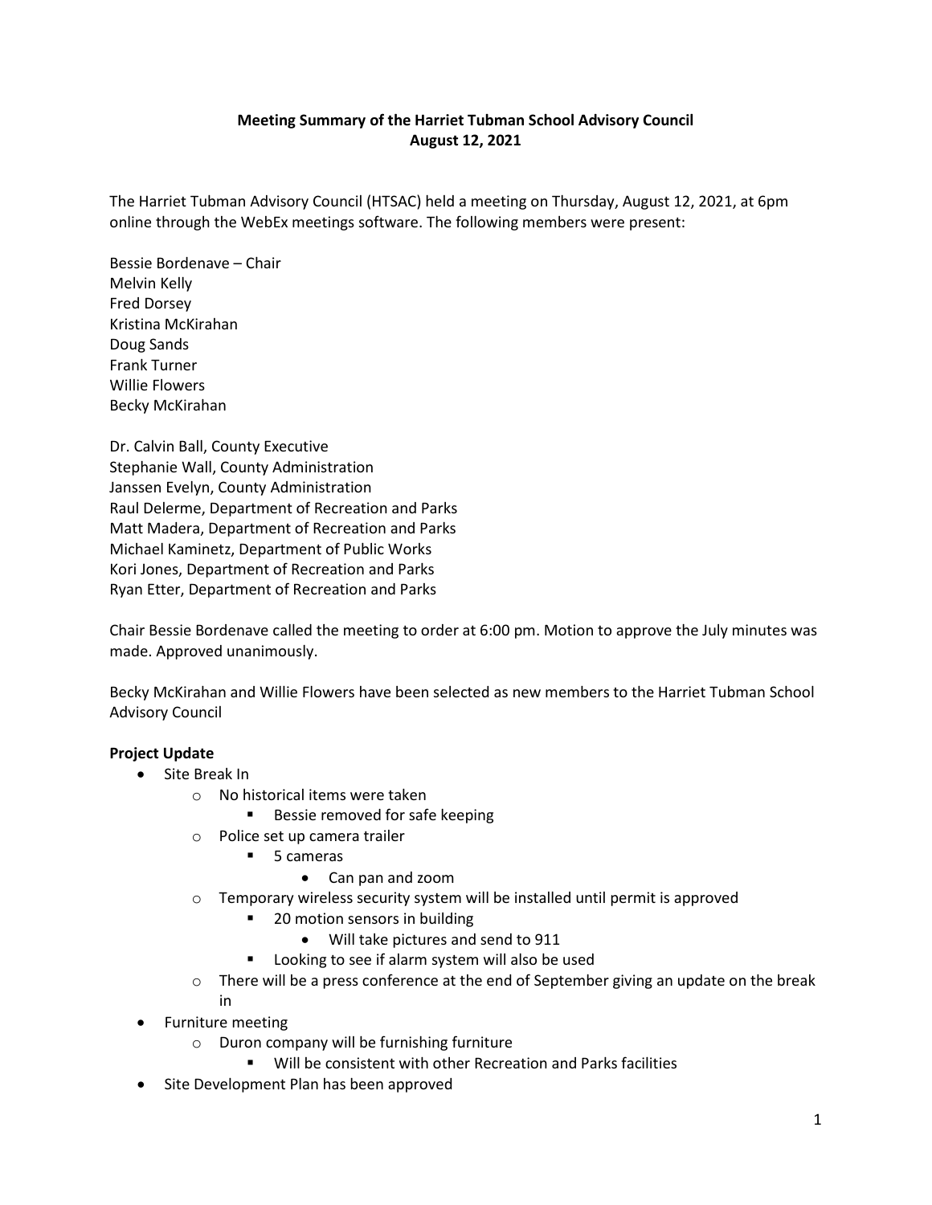**Meeting Summary of the Harriet Tubman School Advisory Council**
**August 12, 2021**

The Harriet Tubman Advisory Council (HTSAC) held a meeting on Thursday, August 12, 2021, at 6pm online through the WebEx meetings software. The following members were present:

Bessie Bordenave – Chair
Melvin Kelly
Fred Dorsey
Kristina McKirahan
Doug Sands
Frank Turner
Willie Flowers
Becky McKirahan

Dr. Calvin Ball, County Executive
Stephanie Wall, County Administration
Janssen Evelyn, County Administration
Raul Delerme, Department of Recreation and Parks
Matt Madera, Department of Recreation and Parks
Michael Kaminetz, Department of Public Works
Kori Jones, Department of Recreation and Parks
Ryan Etter, Department of Recreation and Parks

Chair Bessie Bordenave called the meeting to order at 6:00 pm. Motion to approve the July minutes was made. Approved unanimously.

Becky McKirahan and Willie Flowers have been selected as new members to the Harriet Tubman School Advisory Council

**Project Update**

- Site Break In
  - No historical items were taken
    - Bessie removed for safe keeping
  - Police set up camera trailer
    - 5 cameras
      - Can pan and zoom
  - Temporary wireless security system will be installed until permit is approved
    - 20 motion sensors in building
      - Will take pictures and send to 911
    - Looking to see if alarm system will also be used
  - There will be a press conference at the end of September giving an update on the break in
- Furniture meeting
  - Duron company will be furnishing furniture
    - Will be consistent with other Recreation and Parks facilities
- Site Development Plan has been approved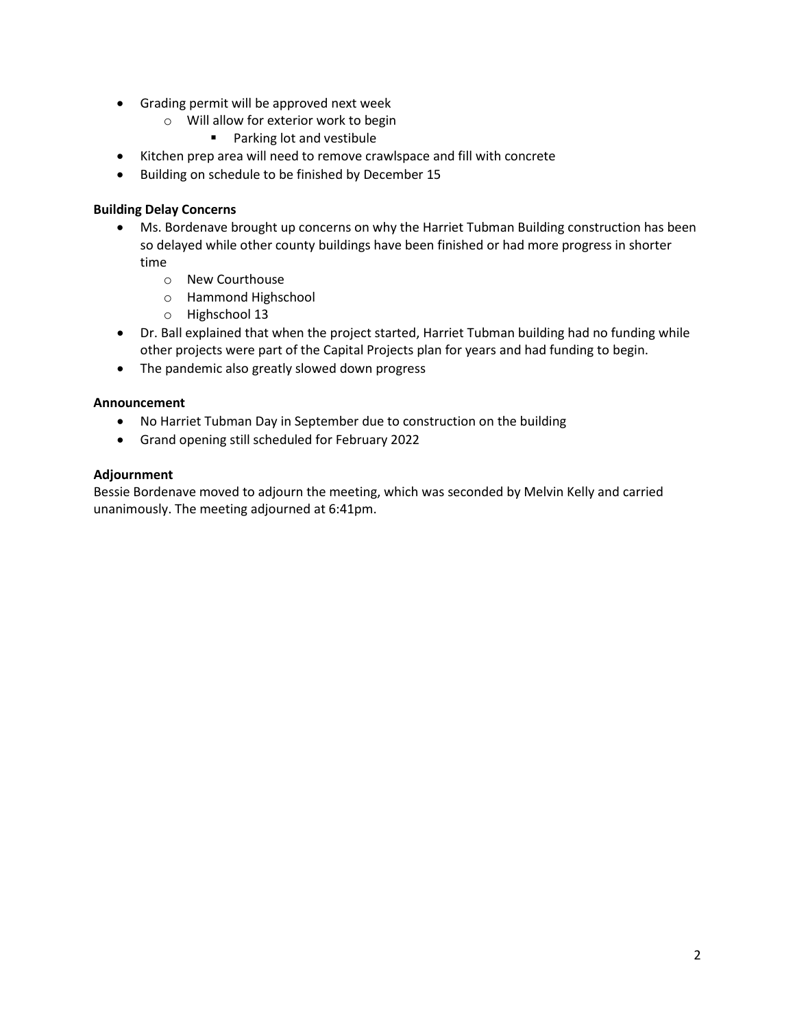- Grading permit will be approved next week
    - Will allow for exterior work to begin
        - Parking lot and vestibule
- Kitchen prep area will need to remove crawlspace and fill with concrete
- Building on schedule to be finished by December 15

**Building Delay Concerns**

- Ms. Bordenave brought up concerns on why the Harriet Tubman Building construction has been so delayed while other county buildings have been finished or had more progress in shorter time
    - New Courthouse
    - Hammond Highschool
    - Highschool 13
- Dr. Ball explained that when the project started, Harriet Tubman building had no funding while other projects were part of the Capital Projects plan for years and had funding to begin.
- The pandemic also greatly slowed down progress

**Announcement**

- No Harriet Tubman Day in September due to construction on the building
- Grand opening still scheduled for February 2022

**Adjournment**

Bessie Bordenave moved to adjourn the meeting, which was seconded by Melvin Kelly and carried unanimously. The meeting adjourned at 6:41pm.